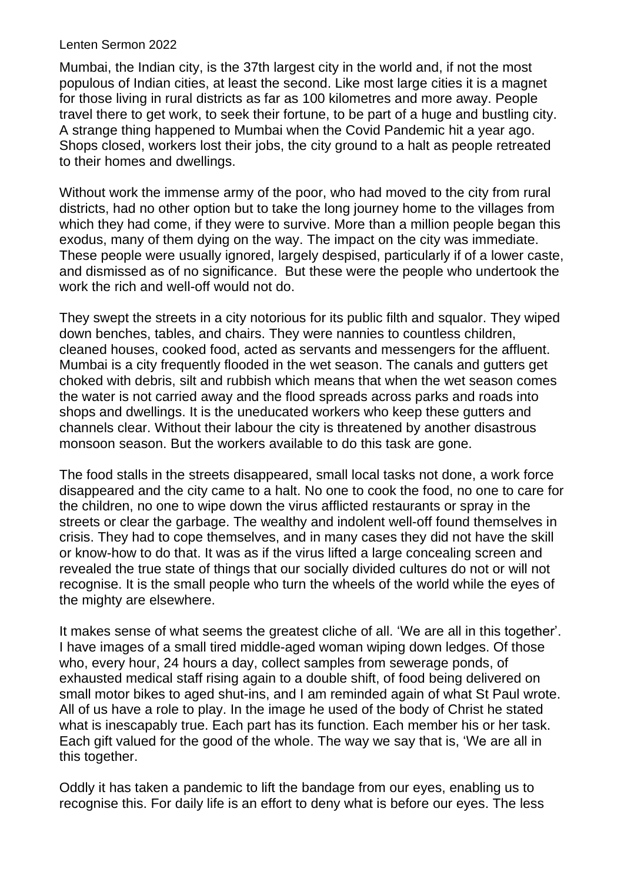Lenten Sermon 2022

Mumbai, the Indian city, is the 37th largest city in the world and, if not the most populous of Indian cities, at least the second. Like most large cities it is a magnet for those living in rural districts as far as 100 kilometres and more away. People travel there to get work, to seek their fortune, to be part of a huge and bustling city. A strange thing happened to Mumbai when the Covid Pandemic hit a year ago. Shops closed, workers lost their jobs, the city ground to a halt as people retreated to their homes and dwellings.

Without work the immense army of the poor, who had moved to the city from rural districts, had no other option but to take the long journey home to the villages from which they had come, if they were to survive. More than a million people began this exodus, many of them dying on the way. The impact on the city was immediate. These people were usually ignored, largely despised, particularly if of a lower caste, and dismissed as of no significance. But these were the people who undertook the work the rich and well-off would not do.

They swept the streets in a city notorious for its public filth and squalor. They wiped down benches, tables, and chairs. They were nannies to countless children, cleaned houses, cooked food, acted as servants and messengers for the affluent. Mumbai is a city frequently flooded in the wet season. The canals and gutters get choked with debris, silt and rubbish which means that when the wet season comes the water is not carried away and the flood spreads across parks and roads into shops and dwellings. It is the uneducated workers who keep these gutters and channels clear. Without their labour the city is threatened by another disastrous monsoon season. But the workers available to do this task are gone.

The food stalls in the streets disappeared, small local tasks not done, a work force disappeared and the city came to a halt. No one to cook the food, no one to care for the children, no one to wipe down the virus afflicted restaurants or spray in the streets or clear the garbage. The wealthy and indolent well-off found themselves in crisis. They had to cope themselves, and in many cases they did not have the skill or know-how to do that. It was as if the virus lifted a large concealing screen and revealed the true state of things that our socially divided cultures do not or will not recognise. It is the small people who turn the wheels of the world while the eyes of the mighty are elsewhere.

It makes sense of what seems the greatest cliche of all. 'We are all in this together'. I have images of a small tired middle-aged woman wiping down ledges. Of those who, every hour, 24 hours a day, collect samples from sewerage ponds, of exhausted medical staff rising again to a double shift, of food being delivered on small motor bikes to aged shut-ins, and I am reminded again of what St Paul wrote. All of us have a role to play. In the image he used of the body of Christ he stated what is inescapably true. Each part has its function. Each member his or her task. Each gift valued for the good of the whole. The way we say that is, 'We are all in this together.

Oddly it has taken a pandemic to lift the bandage from our eyes, enabling us to recognise this. For daily life is an effort to deny what is before our eyes. The less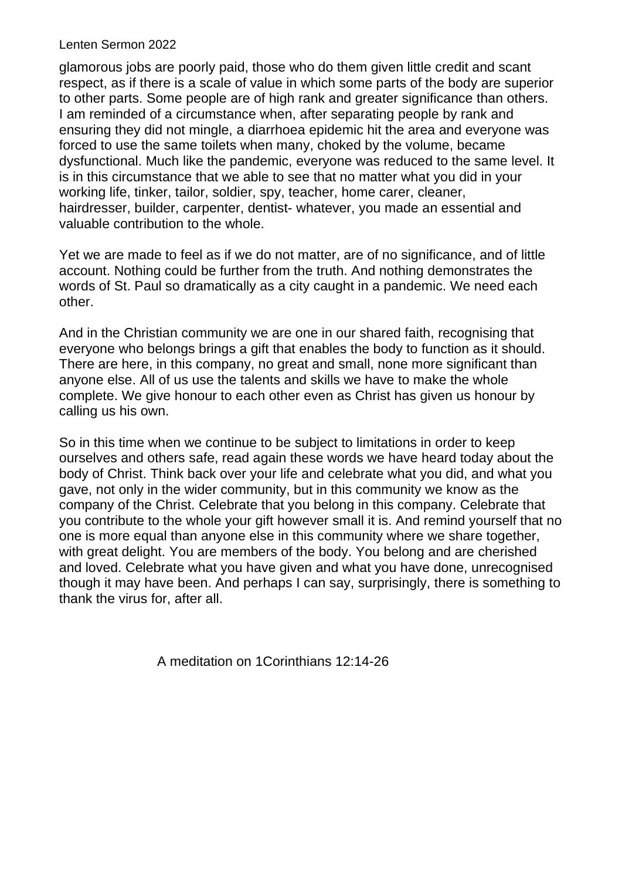glamorous jobs are poorly paid, those who do them given little credit and scant respect, as if there is a scale of value in which some parts of the body are superior to other parts. Some people are of high rank and greater significance than others. I am reminded of a circumstance when, after separating people by rank and ensuring they did not mingle, a diarrhoea epidemic hit the area and everyone was forced to use the same toilets when many, choked by the volume, became dysfunctional. Much like the pandemic, everyone was reduced to the same level. It is in this circumstance that we able to see that no matter what you did in your working life, tinker, tailor, soldier, spy, teacher, home carer, cleaner, hairdresser, builder, carpenter, dentist- whatever, you made an essential and valuable contribution to the whole.

Yet we are made to feel as if we do not matter, are of no significance, and of little account. Nothing could be further from the truth. And nothing demonstrates the words of St. Paul so dramatically as a city caught in a pandemic. We need each other.

And in the Christian community we are one in our shared faith, recognising that everyone who belongs brings a gift that enables the body to function as it should. There are here, in this company, no great and small, none more significant than anyone else. All of us use the talents and skills we have to make the whole complete. We give honour to each other even as Christ has given us honour by calling us his own.

So in this time when we continue to be subject to limitations in order to keep ourselves and others safe, read again these words we have heard today about the body of Christ. Think back over your life and celebrate what you did, and what you gave, not only in the wider community, but in this community we know as the company of the Christ. Celebrate that you belong in this company. Celebrate that you contribute to the whole your gift however small it is. And remind yourself that no one is more equal than anyone else in this community where we share together, with great delight. You are members of the body. You belong and are cherished and loved. Celebrate what you have given and what you have done, unrecognised though it may have been. And perhaps I can say, surprisingly, there is something to thank the virus for, after all.

A meditation on 1Corinthians 12:14-26